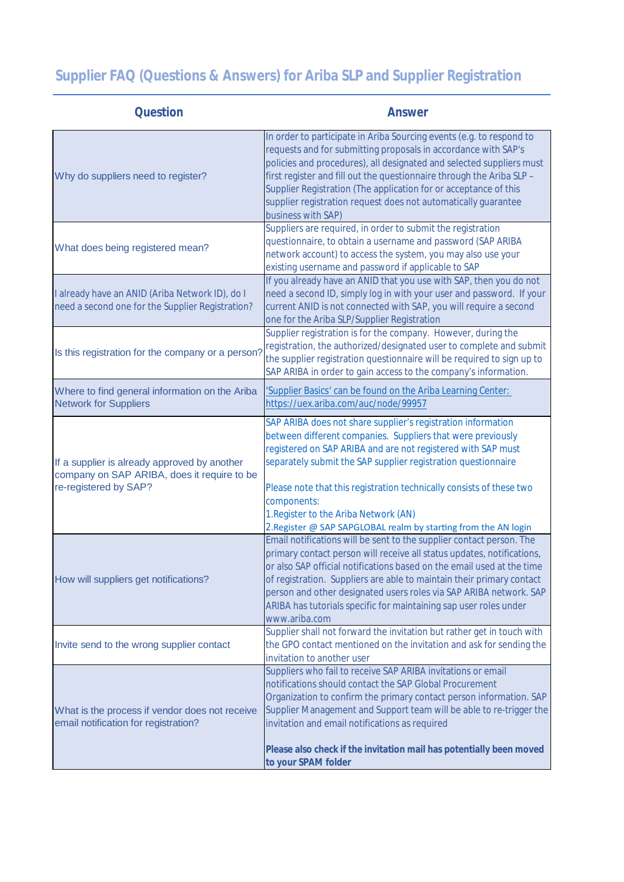# Supplier FAQ (Questions & Answers) for Ariba SLP and Supplier Registration

| Question | Answer |
|---|---|
| Why do suppliers need to register? | In order to participate in Ariba Sourcing events (e.g. to respond to requests and for submitting proposals in accordance with SAP's policies and procedures), all designated and selected suppliers must first register and fill out the questionnaire through the Ariba SLP – Supplier Registration (The application for or acceptance of this supplier registration request does not automatically guarantee business with SAP) |
| What does being registered mean? | Suppliers are required, in order to submit the registration questionnaire, to obtain a username and password (SAP ARIBA network account) to access the system, you may also use your existing username and password if applicable to SAP |
| I already have an ANID (Ariba Network ID), do I need a second one for the Supplier Registration? | If you already have an ANID that you use with SAP, then you do not need a second ID, simply log in with your user and password. If your current ANID is not connected with SAP, you will require a second one for the Ariba SLP/Supplier Registration |
| Is this registration for the company or a person? | Supplier registration is for the company. However, during the registration, the authorized/designated user to complete and submit the supplier registration questionnaire will be required to sign up to SAP ARIBA in order to gain access to the company's information. |
| Where to find general information on the Ariba Network for Suppliers | 'Supplier Basics' can be found on the Ariba Learning Center: https://uex.ariba.com/auc/node/99957 |
| If a supplier is already approved by another company on SAP ARIBA, does it require to be re-registered by SAP? | SAP ARIBA does not share supplier's registration information between different companies. Suppliers that were previously registered on SAP ARIBA and are not registered with SAP must separately submit the SAP supplier registration questionnaire<br><br>Please note that this registration technically consists of these two components:<br>1.Register to the Ariba Network (AN)<br>2.Register @ SAP SAPGLOBAL realm by starting from the AN login |
| How will suppliers get notifications? | Email notifications will be sent to the supplier contact person. The primary contact person will receive all status updates, notifications, or also SAP official notifications based on the email used at the time of registration. Suppliers are able to maintain their primary contact person and other designated users roles via SAP ARIBA network. SAP ARIBA has tutorials specific for maintaining sap user roles under www.ariba.com |
| Invite send to the wrong supplier contact | Supplier shall not forward the invitation but rather get in touch with the GPO contact mentioned on the invitation and ask for sending the invitation to another user |
| What is the process if vendor does not receive email notification for registration? | Suppliers who fail to receive SAP ARIBA invitations or email notifications should contact the SAP Global Procurement Organization to confirm the primary contact person information. SAP Supplier Management and Support team will be able to re-trigger the invitation and email notifications as required<br><br>**Please also check if the invitation mail has potentially been moved to your SPAM folder** |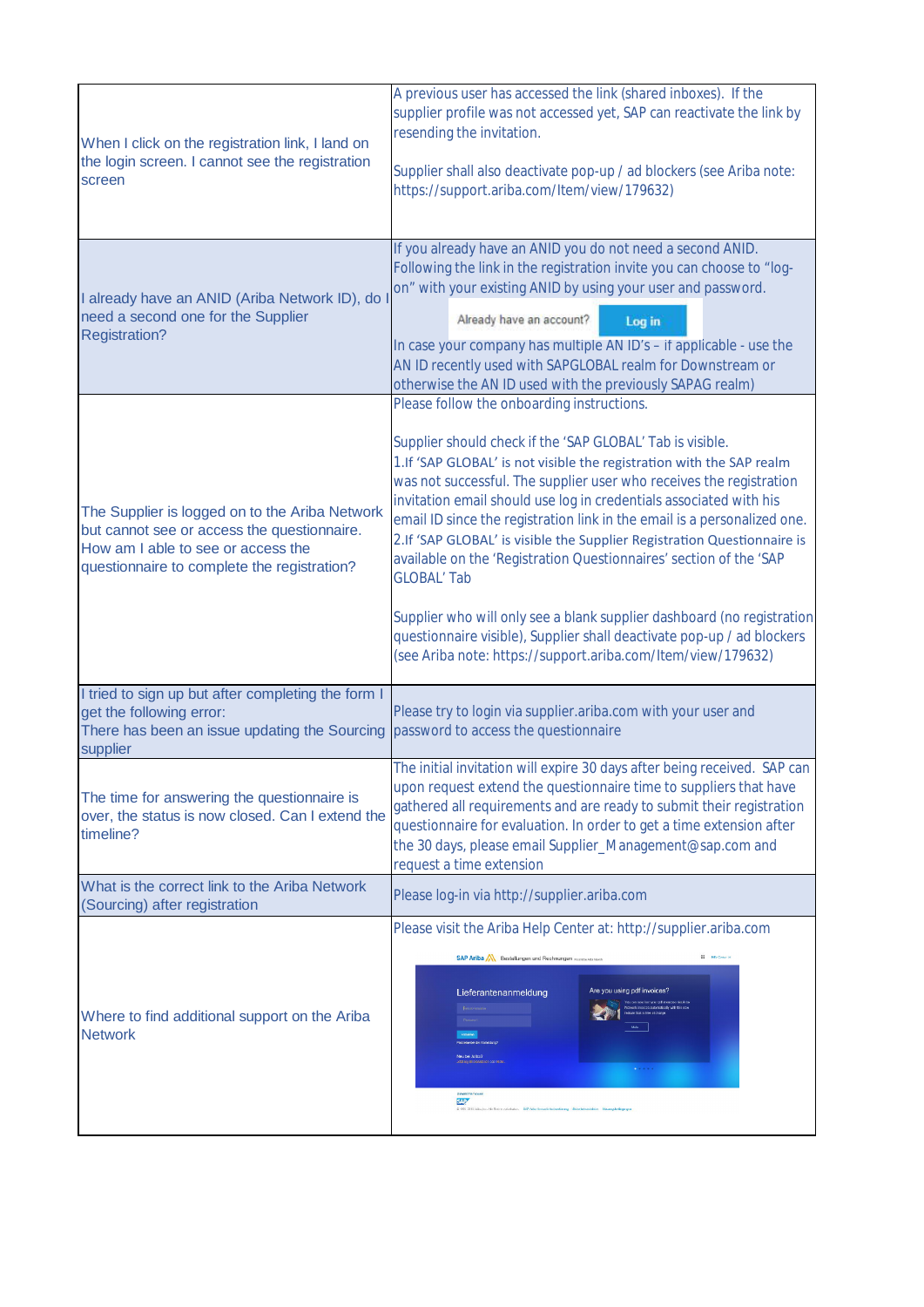| | |
|---|---|
| When I click on the registration link, I land on the login screen. I cannot see the registration screen | A previous user has accessed the link (shared inboxes). If the supplier profile was not accessed yet, SAP can reactivate the link by resending the invitation.<br><br>Supplier shall also deactivate pop-up / ad blockers (see Ariba note: https://support.ariba.com/Item/view/179632) |
| I already have an ANID (Ariba Network ID), do I need a second one for the Supplier Registration? | If you already have an ANID you do not need a second ANID. Following the link in the registration invite you can choose to "log-on" with your existing ANID by using your user and password.<br><br>Already have an account? Log in<br><br>In case your company has multiple AN ID's – if applicable - use the AN ID recently used with SAPGLOBAL realm for Downstream or otherwise the AN ID used with the previously SAPAG realm) |
| The Supplier is logged on to the Ariba Network but cannot see or access the questionnaire. How am I able to see or access the questionnaire to complete the registration? | Please follow the onboarding instructions.<br><br>Supplier should check if the 'SAP GLOBAL' Tab is visible.<br>1.If 'SAP GLOBAL' is not visible the registration with the SAP realm was not successful. The supplier user who receives the registration invitation email should use log in credentials associated with his email ID since the registration link in the email is a personalized one.<br>2.If 'SAP GLOBAL' is visible the Supplier Registration Questionnaire is available on the 'Registration Questionnaires' section of the 'SAP GLOBAL' Tab<br><br>Supplier who will only see a blank supplier dashboard (no registration questionnaire visible), Supplier shall deactivate pop-up / ad blockers (see Ariba note: https://support.ariba.com/Item/view/179632) |
| I tried to sign up but after completing the form I get the following error:<br>There has been an issue updating the Sourcing supplier | Please try to login via supplier.ariba.com with your user and password to access the questionnaire |
| The time for answering the questionnaire is over, the status is now closed. Can I extend the timeline? | The initial invitation will expire 30 days after being received. SAP can upon request extend the questionnaire time to suppliers that have gathered all requirements and are ready to submit their registration questionnaire for evaluation. In order to get a time extension after the 30 days, please email Supplier_Management@sap.com and request a time extension |
| What is the correct link to the Ariba Network (Sourcing) after registration | Please log-in via http://supplier.ariba.com |
| Where to find additional support on the Ariba Network | Please visit the Ariba Help Center at: http://supplier.ariba.com |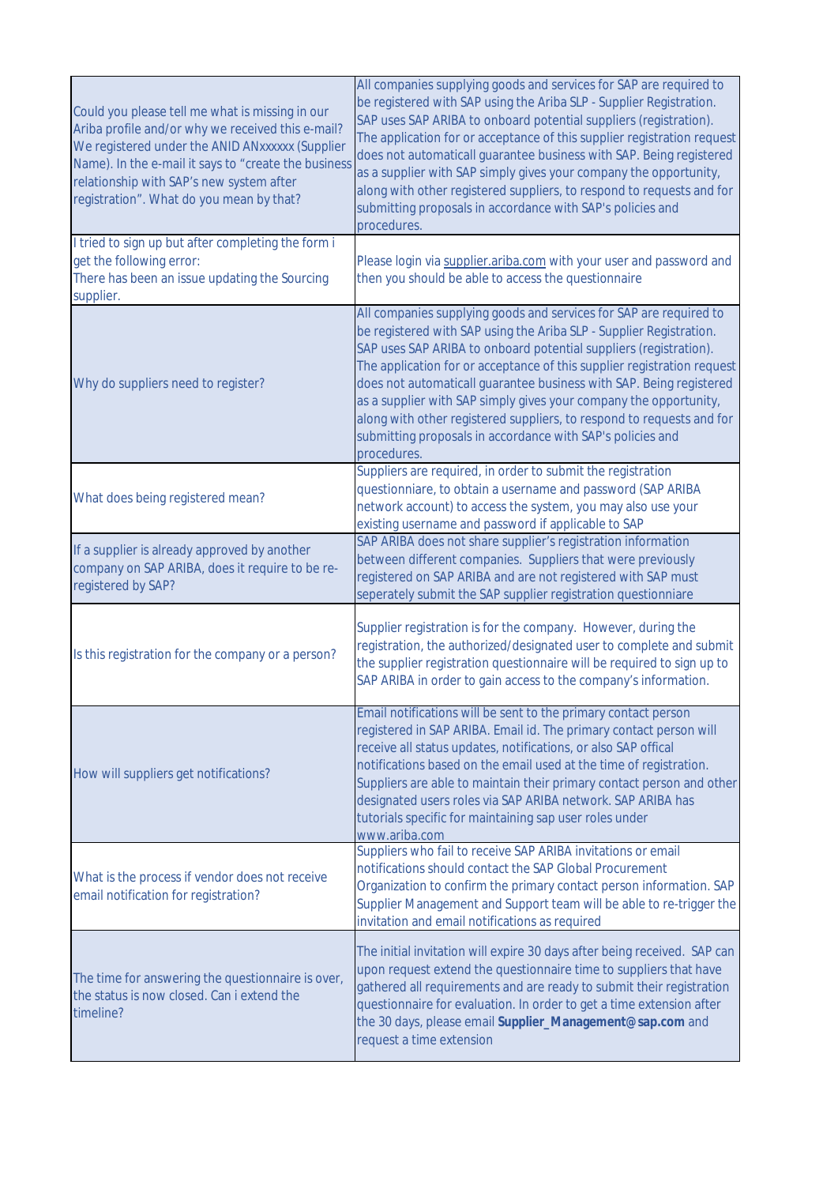| | |
|---|---|
| Could you please tell me what is missing in our Ariba profile and/or why we received this e-mail? We registered under the ANID ANxxxxxx (Supplier Name). In the e-mail it says to "create the business relationship with SAP's new system after registration". What do you mean by that? | All companies supplying goods and services for SAP are required to be registered with SAP using the Ariba SLP - Supplier Registration. SAP uses SAP ARIBA to onboard potential suppliers (registration). The application for or acceptance of this supplier registration request does not automaticall guarantee business with SAP. Being registered as a supplier with SAP simply gives your company the opportunity, along with other registered suppliers, to respond to requests and for submitting proposals in accordance with SAP's policies and procedures. |
| I tried to sign up but after completing the form i get the following error: There has been an issue updating the Sourcing supplier. | Please login via supplier.ariba.com with your user and password and then you should be able to access the questionnaire |
| Why do suppliers need to register? | All companies supplying goods and services for SAP are required to be registered with SAP using the Ariba SLP - Supplier Registration. SAP uses SAP ARIBA to onboard potential suppliers (registration). The application for or acceptance of this supplier registration request does not automaticall guarantee business with SAP. Being registered as a supplier with SAP simply gives your company the opportunity, along with other registered suppliers, to respond to requests and for submitting proposals in accordance with SAP's policies and procedures. |
| What does being registered mean? | Suppliers are required, in order to submit the registration questionniare, to obtain a username and password (SAP ARIBA network account) to access the system, you may also use your existing username and password if applicable to SAP |
| If a supplier is already approved by another company on SAP ARIBA, does it require to be re-registered by SAP? | SAP ARIBA does not share supplier's registration information between different companies. Suppliers that were previously registered on SAP ARIBA and are not registered with SAP must seperately submit the SAP supplier registration questionniare |
| Is this registration for the company or a person? | Supplier registration is for the company. However, during the registration, the authorized/designated user to complete and submit the supplier registration questionnaire will be required to sign up to SAP ARIBA in order to gain access to the company's information. |
| How will suppliers get notifications? | Email notifications will be sent to the primary contact person registered in SAP ARIBA. Email id. The primary contact person will receive all status updates, notifications, or also SAP offical notifications based on the email used at the time of registration. Suppliers are able to maintain their primary contact person and other designated users roles via SAP ARIBA network. SAP ARIBA has tutorials specific for maintaining sap user roles under www.ariba.com |
| What is the process if vendor does not receive email notification for registration? | Suppliers who fail to receive SAP ARIBA invitations or email notifications should contact the SAP Global Procurement Organization to confirm the primary contact person information. SAP Supplier Management and Support team will be able to re-trigger the invitation and email notifications as required |
| The time for answering the questionnaire is over, the status is now closed. Can i extend the timeline? | The initial invitation will expire 30 days after being received. SAP can upon request extend the questionnaire time to suppliers that have gathered all requirements and are ready to submit their registration questionnaire for evaluation. In order to get a time extension after the 30 days, please email **Supplier_Management@sap.com** and request a time extension |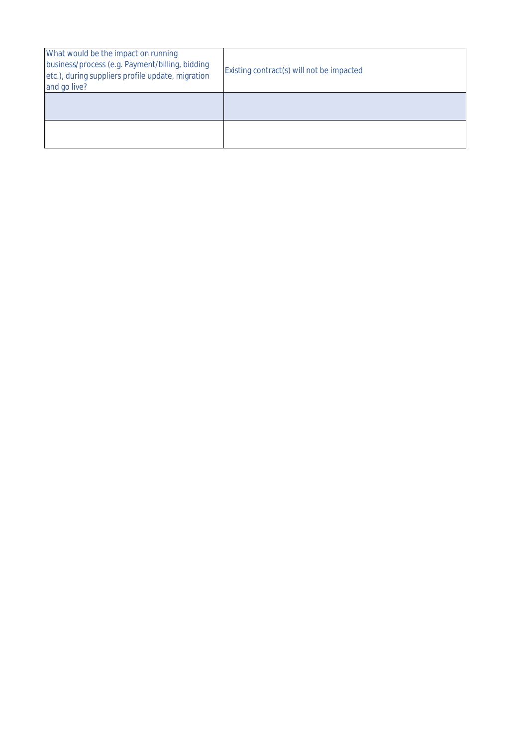| | |
|---|---|
| What would be the impact on running business/process (e.g. Payment/billing, bidding etc.), during suppliers profile update, migration and go live? | Existing contract(s) will not be impacted |
| | |
| | |